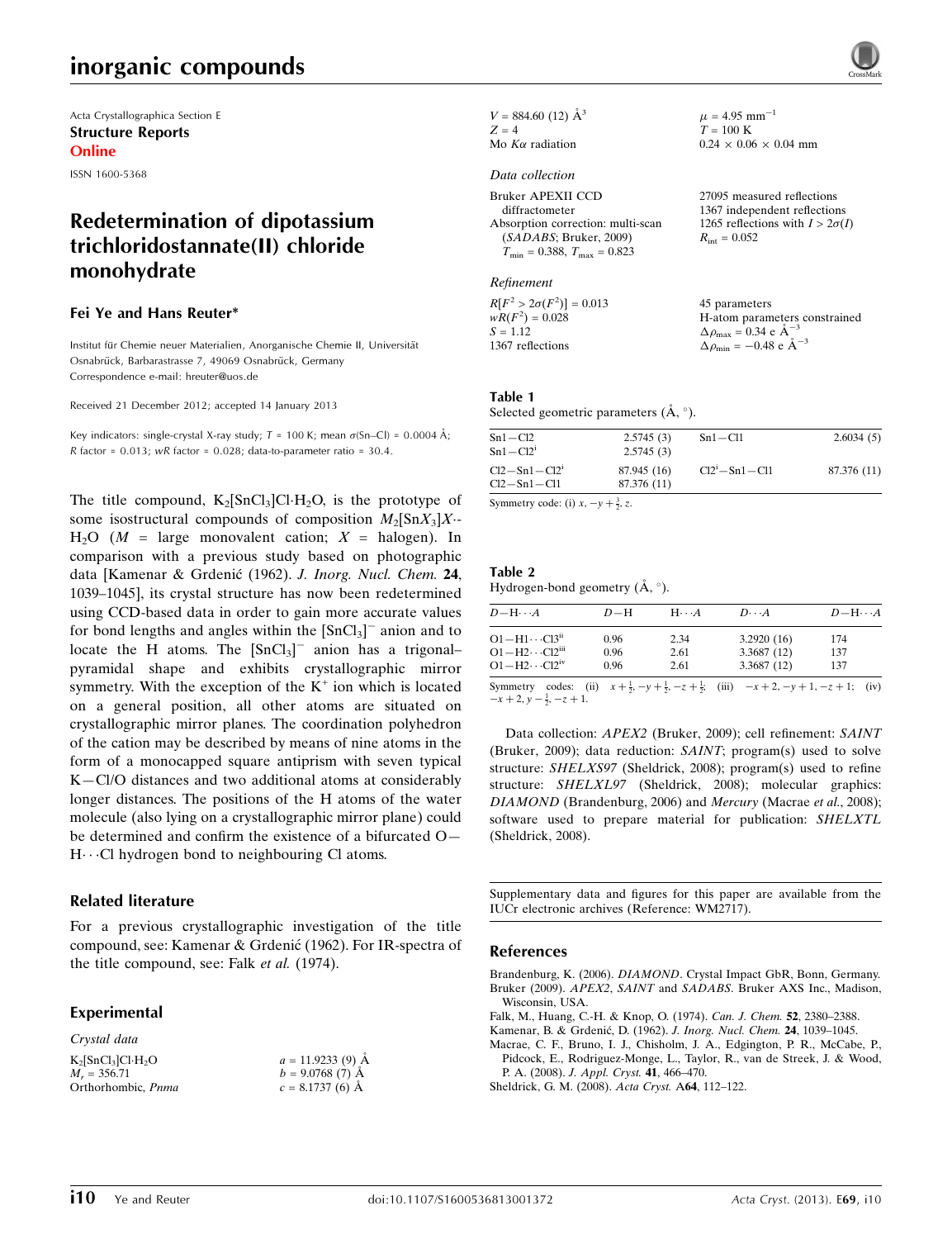Acta Crystallographica Section E
**Structure Reports Online**
ISSN 1600-5368

# Redetermination of dipotassium trichloridostannate(II) chloride monohydrate

## Fei Ye and Hans Reuter*

Institut für Chemie neuer Materialien, Anorganische Chemie II, Universität Osnabrück, Barbarastrasse 7, 49069 Osnabrück, Germany
Correspondence e-mail: hreuter@uos.de

Received 21 December 2012; accepted 14 January 2013

Key indicators: single-crystal X-ray study; $T$ = 100 K; mean $\sigma$(Sn–Cl) = 0.0004 Å; $R$ factor = 0.013; $wR$ factor = 0.028; data-to-parameter ratio = 30.4.

The title compound, $K_2[SnCl_3]Cl\cdot H_2O$, is the prototype of some isostructural compounds of composition $M_2[SnX_3]X\cdot H_2O$ ($M$ = large monovalent cation; $X$ = halogen). In comparison with a previous study based on photographic data [Kamenar & Grdenić (1962). *J. Inorg. Nucl. Chem.* **24**, 1039–1045], its crystal structure has now been redetermined using CCD-based data in order to gain more accurate values for bond lengths and angles within the $[SnCl_3]^-$ anion and to locate the H atoms. The $[SnCl_3]^-$ anion has a trigonal–pyramidal shape and exhibits crystallographic mirror symmetry. With the exception of the $K^+$ ion which is located on a general position, all other atoms are situated on crystallographic mirror planes. The coordination polyhedron of the cation may be described by means of nine atoms in the form of a monocapped square antiprism with seven typical K—Cl/O distances and two additional atoms at considerably longer distances. The positions of the H atoms of the water molecule (also lying on a crystallographic mirror plane) could be determined and confirm the existence of a bifurcated O—H···Cl hydrogen bond to neighbouring Cl atoms.

## Related literature

For a previous crystallographic investigation of the title compound, see: Kamenar & Grdenić (1962). For IR-spectra of the title compound, see: Falk *et al.* (1974).

## Experimental

*Crystal data*

$K_2[SnCl_3]Cl\cdot H_2O$
$M_r$ = 356.71
Orthorhombic, *Pnma*
$a$ = 11.9233 (9) Å
$b$ = 9.0768 (7) Å
$c$ = 8.1737 (6) Å
$V$ = 884.60 (12) Å$^3$
$Z$ = 4
Mo $K\alpha$ radiation
$\mu$ = 4.95 mm$^{-1}$
$T$ = 100 K
0.24 × 0.06 × 0.04 mm

*Data collection*

Bruker APEXII CCD diffractometer
Absorption correction: multi-scan (*SADABS*; Bruker, 2009)
$T_{min}$ = 0.388, $T_{max}$ = 0.823
27095 measured reflections
1367 independent reflections
1265 reflections with $I > 2\sigma(I)$
$R_{int}$ = 0.052

*Refinement*

$R[F^2 > 2\sigma(F^2)]$ = 0.013
$wR(F^2)$ = 0.028
$S$ = 1.12
1367 reflections
45 parameters
H-atom parameters constrained
$\Delta\rho_{max}$ = 0.34 e Å$^{-3}$
$\Delta\rho_{min}$ = −0.48 e Å$^{-3}$

**Table 1**
Selected geometric parameters (Å, °).

| | | | |
|---|---|---|---|
| Sn1—Cl2 | 2.5745 (3) | Sn1—Cl1 | 2.6034 (5) |
| Sn1—Cl2$^i$ | 2.5745 (3) | | |
| Cl2—Sn1—Cl2$^i$ | 87.945 (16) | Cl2$^i$—Sn1—Cl1 | 87.376 (11) |
| Cl2—Sn1—Cl1 | 87.376 (11) | | |

Symmetry code: (i) $x, -y+\frac{3}{2}, z$.

**Table 2**
Hydrogen-bond geometry (Å, °).

| $D$—H···$A$ | $D$—H | H···$A$ | $D$···$A$ | $D$—H···$A$ |
|---|---|---|---|---|
| O1—H1···Cl3$^{ii}$ | 0.96 | 2.34 | 3.2920 (16) | 174 |
| O1—H2···Cl2$^{iii}$ | 0.96 | 2.61 | 3.3687 (12) | 137 |
| O1—H2···Cl2$^{iv}$ | 0.96 | 2.61 | 3.3687 (12) | 137 |

Symmetry codes: (ii) $x+\frac{1}{2}, -y+\frac{1}{2}, -z+\frac{1}{2}$; (iii) $-x+2, -y+1, -z+1$; (iv) $-x+2, y-\frac{1}{2}, -z+1$.

Data collection: *APEX2* (Bruker, 2009); cell refinement: *SAINT* (Bruker, 2009); data reduction: *SAINT*; program(s) used to solve structure: *SHELXS97* (Sheldrick, 2008); program(s) used to refine structure: *SHELXL97* (Sheldrick, 2008); molecular graphics: *DIAMOND* (Brandenburg, 2006) and *Mercury* (Macrae *et al.*, 2008); software used to prepare material for publication: *SHELXTL* (Sheldrick, 2008).

Supplementary data and figures for this paper are available from the IUCr electronic archives (Reference: WM2717).

## References

Brandenburg, K. (2006). *DIAMOND*. Crystal Impact GbR, Bonn, Germany.
Bruker (2009). *APEX2*, *SAINT* and *SADABS*. Bruker AXS Inc., Madison, Wisconsin, USA.
Falk, M., Huang, C.-H. & Knop, O. (1974). *Can. J. Chem.* **52**, 2380–2388.
Kamenar, B. & Grdenić, D. (1962). *J. Inorg. Nucl. Chem.* **24**, 1039–1045.
Macrae, C. F., Bruno, I. J., Chisholm, J. A., Edgington, P. R., McCabe, P., Pidcock, E., Rodriguez-Monge, L., Taylor, R., van de Streek, J. & Wood, P. A. (2008). *J. Appl. Cryst.* **41**, 466–470.
Sheldrick, G. M. (2008). *Acta Cryst.* A**64**, 112–122.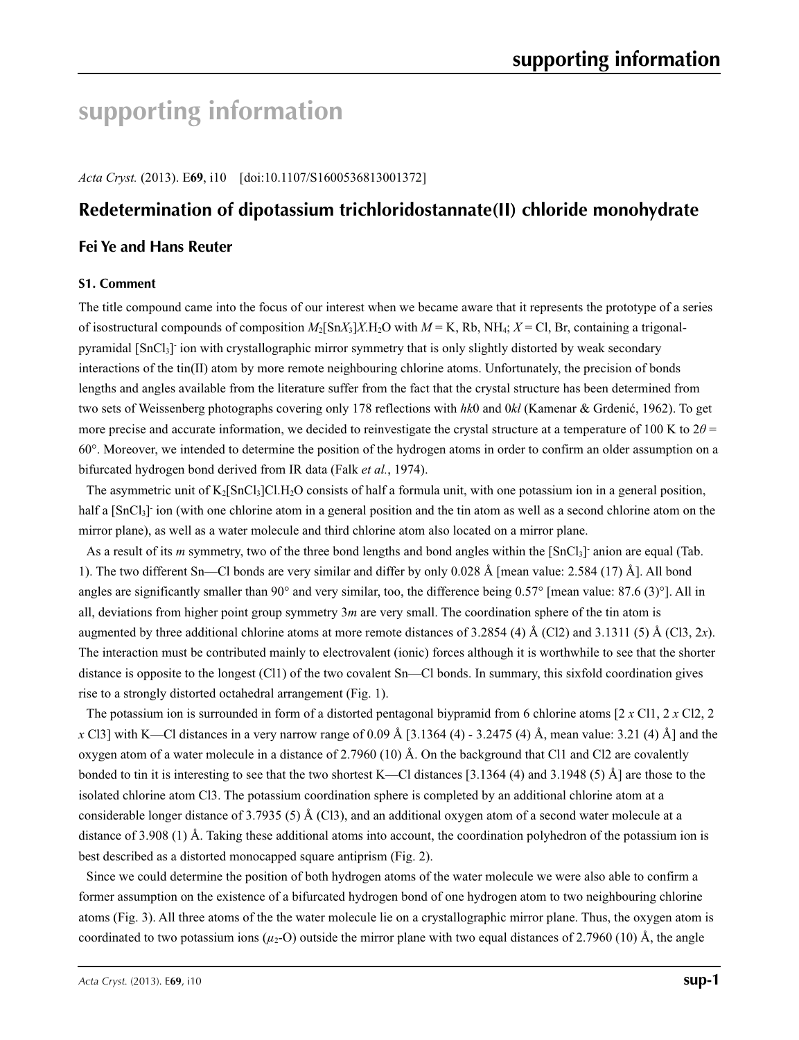# supporting information

*Acta Cryst.* (2013). E**69**, i10 [doi:10.1107/S1600536813001372]

## Redetermination of dipotassium trichloridostannate(II) chloride monohydrate

### Fei Ye and Hans Reuter

#### S1. Comment

The title compound came into the focus of our interest when we became aware that it represents the prototype of a series of isostructural compounds of composition $M_2[SnX_3]X.H_2O$ with $M$ = K, Rb, $NH_4$; $X$ = Cl, Br, containing a trigonal-pyramidal $[SnCl_3]^-$ ion with crystallographic mirror symmetry that is only slightly distorted by weak secondary interactions of the tin(II) atom by more remote neighbouring chlorine atoms. Unfortunately, the precision of bonds lengths and angles available from the literature suffer from the fact that the crystal structure has been determined from two sets of Weissenberg photographs covering only 178 reflections with *hk*0 and 0*kl* (Kamenar & Grdenić, 1962). To get more precise and accurate information, we decided to reinvestigate the crystal structure at a temperature of 100 K to $2\theta$ = 60°. Moreover, we intended to determine the position of the hydrogen atoms in order to confirm an older assumption on a bifurcated hydrogen bond derived from IR data (Falk *et al.*, 1974).

The asymmetric unit of $K_2[SnCl_3]Cl.H_2O$ consists of half a formula unit, with one potassium ion in a general position, half a $[SnCl_3]^-$ ion (with one chlorine atom in a general position and the tin atom as well as a second chlorine atom on the mirror plane), as well as a water molecule and third chlorine atom also located on a mirror plane.

As a result of its *m* symmetry, two of the three bond lengths and bond angles within the $[SnCl_3]^-$ anion are equal (Tab. 1). The two different Sn—Cl bonds are very similar and differ by only 0.028 Å [mean value: 2.584 (17) Å]. All bond angles are significantly smaller than 90° and very similar, too, the difference being 0.57° [mean value: 87.6 (3)°]. All in all, deviations from higher point group symmetry 3*m* are very small. The coordination sphere of the tin atom is augmented by three additional chlorine atoms at more remote distances of 3.2854 (4) Å (Cl2) and 3.1311 (5) Å (Cl3, 2*x*). The interaction must be contributed mainly to electrovalent (ionic) forces although it is worthwhile to see that the shorter distance is opposite to the longest (Cl1) of the two covalent Sn—Cl bonds. In summary, this sixfold coordination gives rise to a strongly distorted octahedral arrangement (Fig. 1).

The potassium ion is surrounded in form of a distorted pentagonal biypramid from 6 chlorine atoms [2 *x* Cl1, 2 *x* Cl2, 2 *x* Cl3] with K—Cl distances in a very narrow range of 0.09 Å [3.1364 (4) - 3.2475 (4) Å, mean value: 3.21 (4) Å] and the oxygen atom of a water molecule in a distance of 2.7960 (10) Å. On the background that Cl1 and Cl2 are covalently bonded to tin it is interesting to see that the two shortest K—Cl distances [3.1364 (4) and 3.1948 (5) Å] are those to the isolated chlorine atom Cl3. The potassium coordination sphere is completed by an additional chlorine atom at a considerable longer distance of 3.7935 (5) Å (Cl3), and an additional oxygen atom of a second water molecule at a distance of 3.908 (1) Å. Taking these additional atoms into account, the coordination polyhedron of the potassium ion is best described as a distorted monocapped square antiprism (Fig. 2).

Since we could determine the position of both hydrogen atoms of the water molecule we were also able to confirm a former assumption on the existence of a bifurcated hydrogen bond of one hydrogen atom to two neighbouring chlorine atoms (Fig. 3). All three atoms of the the water molecule lie on a crystallographic mirror plane. Thus, the oxygen atom is coordinated to two potassium ions ($\mu_2$-O) outside the mirror plane with two equal distances of 2.7960 (10) Å, the angle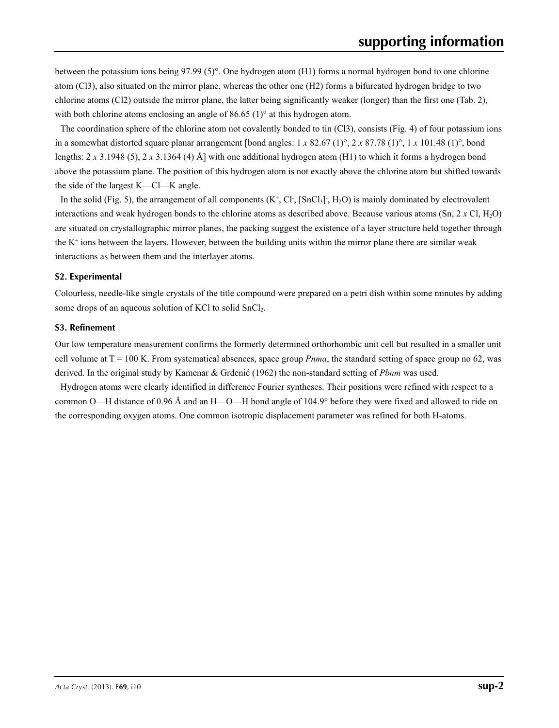between the potassium ions being 97.99 (5)°. One hydrogen atom (H1) forms a normal hydrogen bond to one chlorine atom (Cl3), also situated on the mirror plane, whereas the other one (H2) forms a bifurcated hydrogen bridge to two chlorine atoms (Cl2) outside the mirror plane, the latter being significantly weaker (longer) than the first one (Tab. 2), with both chlorine atoms enclosing an angle of 86.65 (1)° at this hydrogen atom.

The coordination sphere of the chlorine atom not covalently bonded to tin (Cl3), consists (Fig. 4) of four potassium ions in a somewhat distorted square planar arrangement [bond angles: 1 *x* 82.67 (1)°, 2 *x* 87.78 (1)°, 1 *x* 101.48 (1)°, bond lengths: 2 *x* 3.1948 (5), 2 *x* 3.1364 (4) Å] with one additional hydrogen atom (H1) to which it forms a hydrogen bond above the potassium plane. The position of this hydrogen atom is not exactly above the chlorine atom but shifted towards the side of the largest K—Cl—K angle.

In the solid (Fig. 5), the arrangement of all components ($K^+$, $Cl^-$, $[SnCl_3]^-$, $H_2O$) is mainly dominated by electrovalent interactions and weak hydrogen bonds to the chlorine atoms as described above. Because various atoms (Sn, 2 *x* Cl, $H_2O$) are situated on crystallographic mirror planes, the packing suggest the existence of a layer structure held together through the $K^+$ ions between the layers. However, between the building units within the mirror plane there are similar weak interactions as between them and the interlayer atoms.

### S2. Experimental

Colourless, needle-like single crystals of the title compound were prepared on a petri dish within some minutes by adding some drops of an aqueous solution of KCl to solid $SnCl_2$.

### S3. Refinement

Our low temperature measurement confirms the formerly determined orthorhombic unit cell but resulted in a smaller unit cell volume at T = 100 K. From systematical absences, space group *Pnma*, the standard setting of space group no 62, was derived. In the original study by Kamenar & Grdenić (1962) the non-standard setting of *Pbnm* was used.

Hydrogen atoms were clearly identified in difference Fourier syntheses. Their positions were refined with respect to a common O—H distance of 0.96 Å and an H—O—H bond angle of 104.9° before they were fixed and allowed to ride on the corresponding oxygen atoms. One common isotropic displacement parameter was refined for both H-atoms.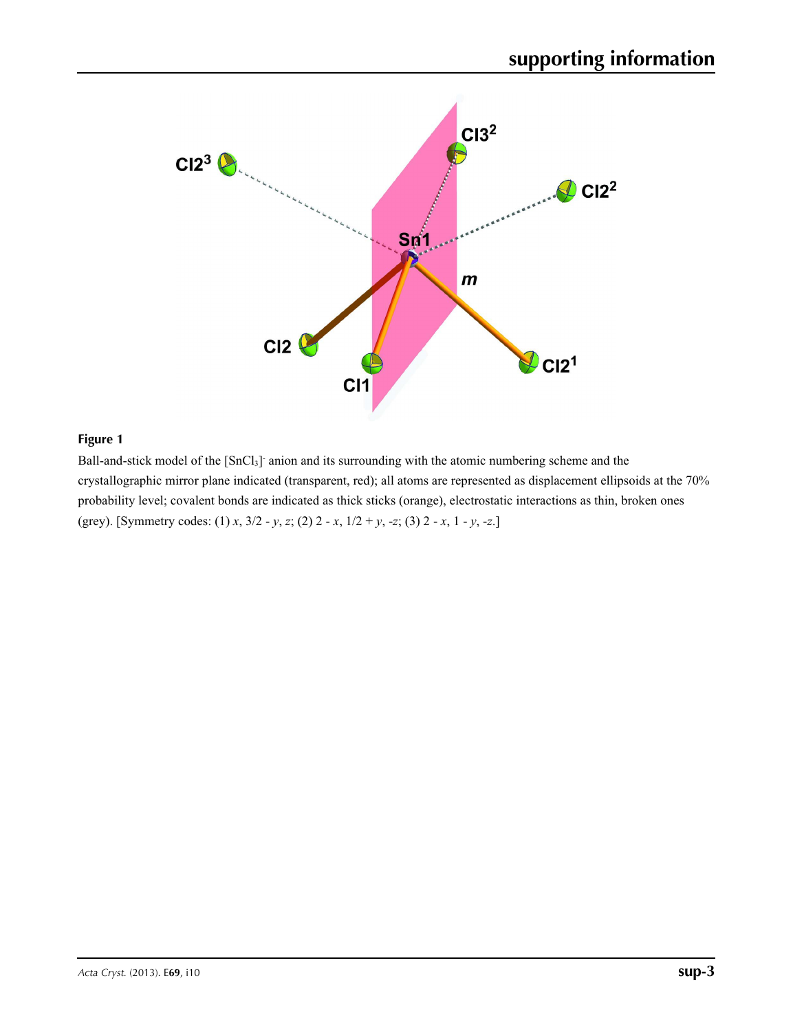**Figure 1**

Ball-and-stick model of the $[SnCl_3]^-$ anion and its surrounding with the atomic numbering scheme and the crystallographic mirror plane indicated (transparent, red); all atoms are represented as displacement ellipsoids at the 70% probability level; covalent bonds are indicated as thick sticks (orange), electrostatic interactions as thin, broken ones (grey). [Symmetry codes: (1) $x$, $3/2 - y$, $z$; (2) $2 - x$, $1/2 + y$, $-z$; (3) $2 - x$, $1 - y$, $-z$.]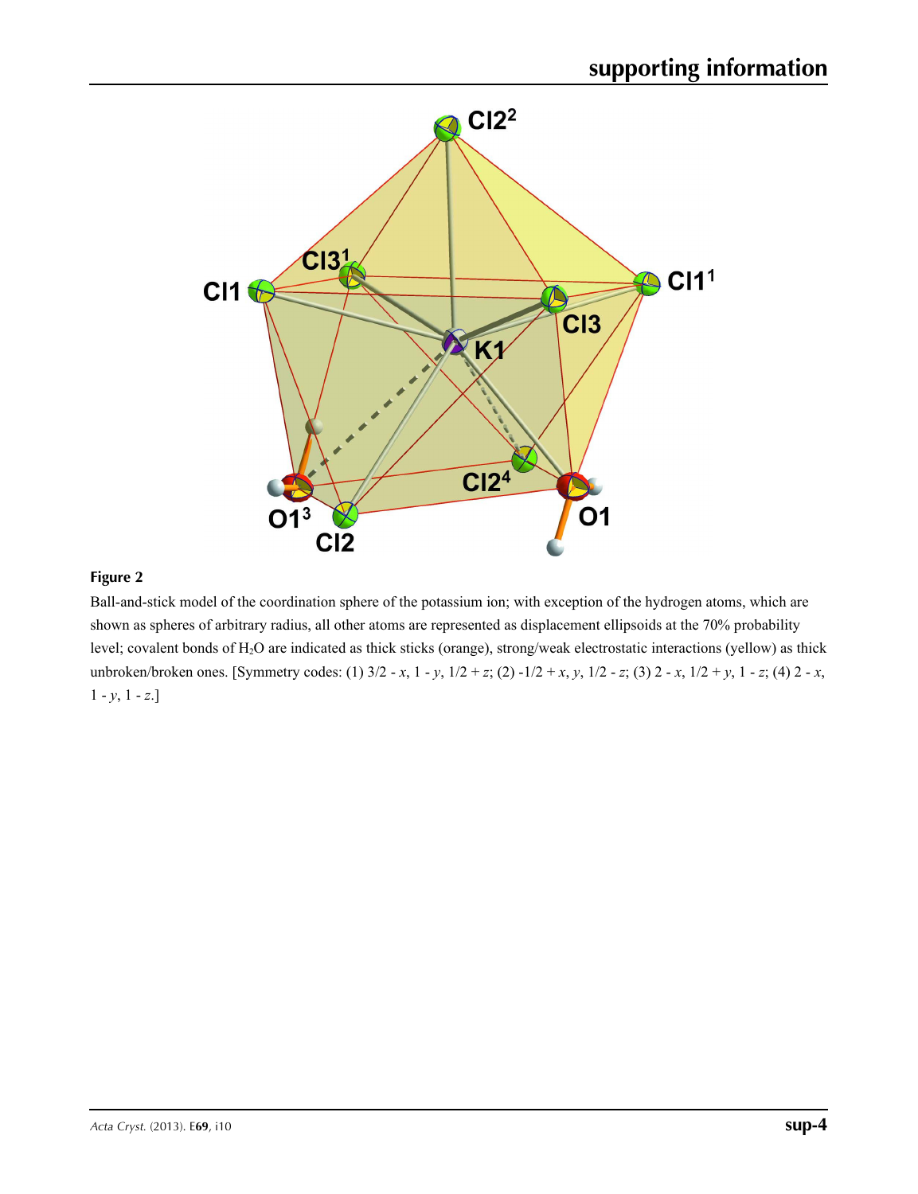**Figure 2**

Ball-and-stick model of the coordination sphere of the potassium ion; with exception of the hydrogen atoms, which are shown as spheres of arbitrary radius, all other atoms are represented as displacement ellipsoids at the 70% probability level; covalent bonds of $H_2O$ are indicated as thick sticks (orange), strong/weak electrostatic interactions (yellow) as thick unbroken/broken ones. [Symmetry codes: (1) $3/2 - x$, $1 - y$, $1/2 + z$; (2) $-1/2 + x$, $y$, $1/2 - z$; (3) $2 - x$, $1/2 + y$, $1 - z$; (4) $2 - x$, $1 - y$, $1 - z$.]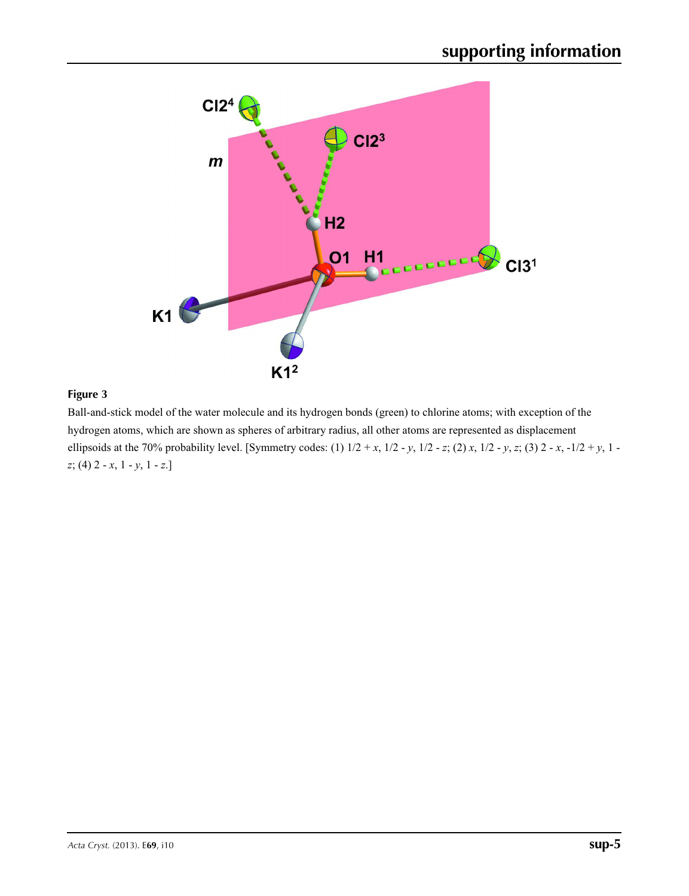**Figure 3**

Ball-and-stick model of the water molecule and its hydrogen bonds (green) to chlorine atoms; with exception of the hydrogen atoms, which are shown as spheres of arbitrary radius, all other atoms are represented as displacement ellipsoids at the 70% probability level. [Symmetry codes: (1) 1/2 + *x*, 1/2 - *y*, 1/2 - *z*; (2) *x*, 1/2 - *y*, *z*; (3) 2 - *x*, -1/2 + *y*, 1 - *z*; (4) 2 - *x*, 1 - *y*, 1 - *z*.]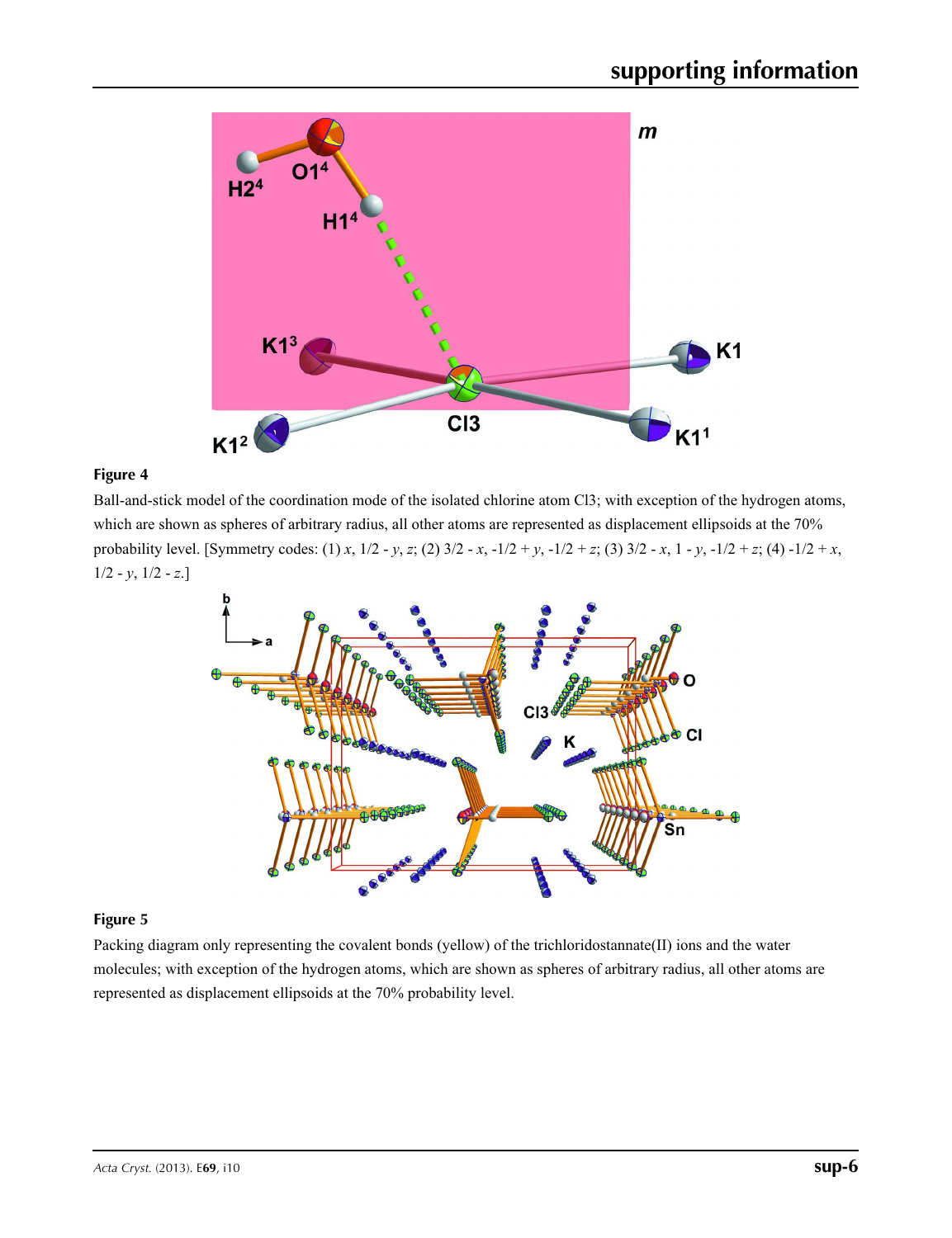**Figure 4**

Ball-and-stick model of the coordination mode of the isolated chlorine atom Cl3; with exception of the hydrogen atoms, which are shown as spheres of arbitrary radius, all other atoms are represented as displacement ellipsoids at the 70% probability level. [Symmetry codes: (1) *x*, 1/2 - *y*, *z*; (2) 3/2 - *x*, -1/2 + *y*, -1/2 + *z*; (3) 3/2 - *x*, 1 - *y*, -1/2 + *z*; (4) -1/2 + *x*, 1/2 - *y*, 1/2 - *z*.]

**Figure 5**

Packing diagram only representing the covalent bonds (yellow) of the trichloridostannate(II) ions and the water molecules; with exception of the hydrogen atoms, which are shown as spheres of arbitrary radius, all other atoms are represented as displacement ellipsoids at the 70% probability level.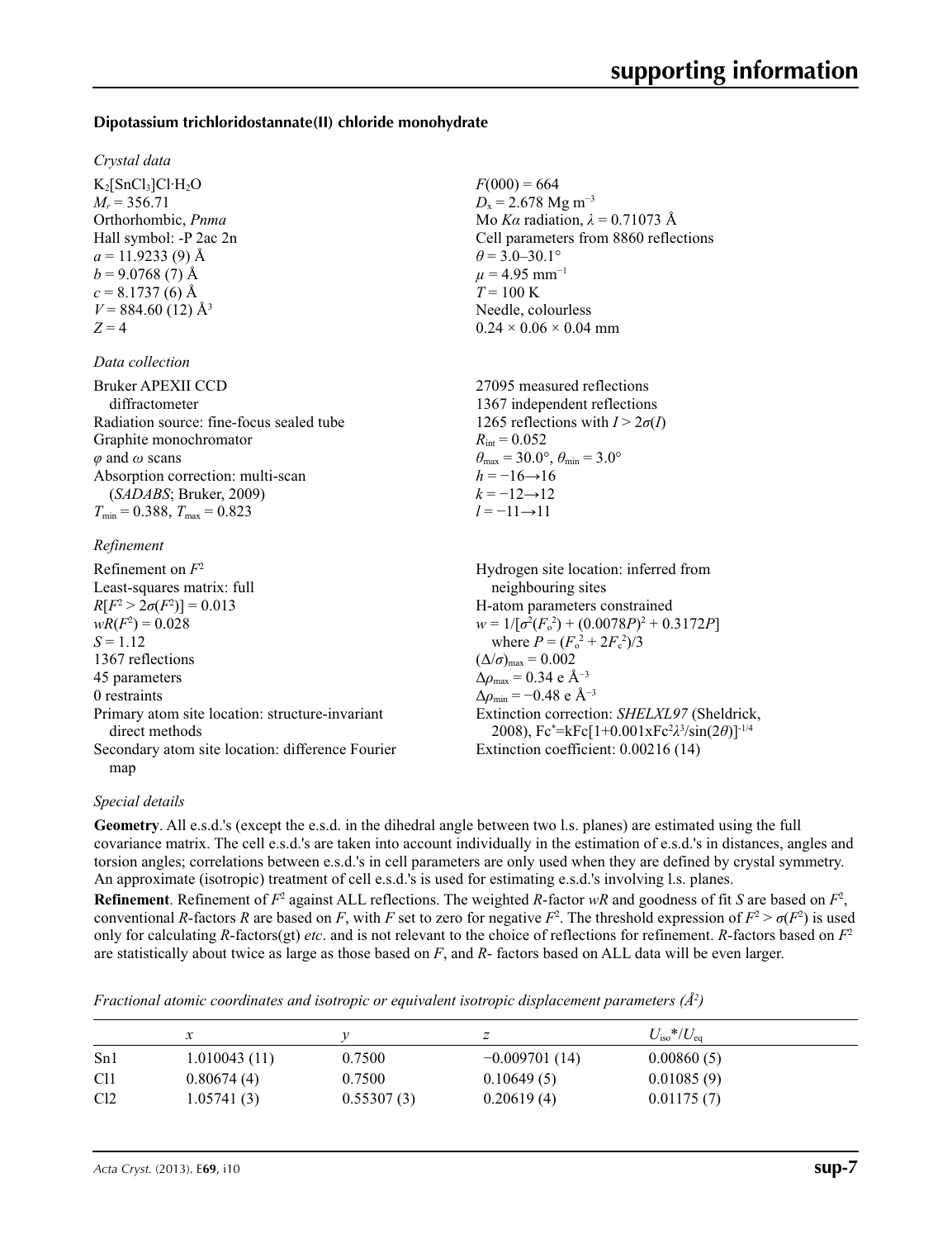**Dipotassium trichloridostannate(II) chloride monohydrate**

*Crystal data*

$K_2[SnCl_3]Cl·H_2O$
$M_r = 356.71$
Orthorhombic, *Pnma*
Hall symbol: -P 2ac 2n
$a = 11.9233$ (9) Å
$b = 9.0768$ (7) Å
$c = 8.1737$ (6) Å
$V = 884.60$ (12) Å$^3$
$Z = 4$

$F(000) = 664$
$D_x = 2.678$ Mg m$^{-3}$
Mo $K\alpha$ radiation, $\lambda = 0.71073$ Å
Cell parameters from 8860 reflections
$\theta = 3.0–30.1°$
$\mu = 4.95$ mm$^{-1}$
$T = 100$ K
Needle, colourless
$0.24 \times 0.06 \times 0.04$ mm

*Data collection*

Bruker APEXII CCD diffractometer
Radiation source: fine-focus sealed tube
Graphite monochromator
$\varphi$ and $\omega$ scans
Absorption correction: multi-scan (*SADABS*; Bruker, 2009)
$T_{min} = 0.388$, $T_{max} = 0.823$

27095 measured reflections
1367 independent reflections
1265 reflections with $I > 2\sigma(I)$
$R_{int} = 0.052$
$\theta_{max} = 30.0°$, $\theta_{min} = 3.0°$
$h = -16\rightarrow16$
$k = -12\rightarrow12$
$l = -11\rightarrow11$

*Refinement*

Refinement on $F^2$
Least-squares matrix: full
$R[F^2 > 2\sigma(F^2)] = 0.013$
$wR(F^2) = 0.028$
$S = 1.12$
1367 reflections
45 parameters
0 restraints
Primary atom site location: structure-invariant direct methods
Secondary atom site location: difference Fourier map

Hydrogen site location: inferred from neighbouring sites
H-atom parameters constrained
$w = 1/[\sigma^2(F_o^2) + (0.0078P)^2 + 0.3172P]$ where $P = (F_o^2 + 2F_c^2)/3$
$(\Delta/\sigma)_{max} = 0.002$
$\Delta\rho_{max} = 0.34$ e Å$^{-3}$
$\Delta\rho_{min} = -0.48$ e Å$^{-3}$
Extinction correction: *SHELXL97* (Sheldrick, 2008), $Fc^*=kFc[1+0.001xFc^2\lambda^3/\sin(2\theta)]^{-1/4}$
Extinction coefficient: 0.00216 (14)

*Special details*

**Geometry**. All e.s.d.'s (except the e.s.d. in the dihedral angle between two l.s. planes) are estimated using the full covariance matrix. The cell e.s.d.'s are taken into account individually in the estimation of e.s.d.'s in distances, angles and torsion angles; correlations between e.s.d.'s in cell parameters are only used when they are defined by crystal symmetry. An approximate (isotropic) treatment of cell e.s.d.'s is used for estimating e.s.d.'s involving l.s. planes.

**Refinement**. Refinement of $F^2$ against ALL reflections. The weighted *R*-factor *wR* and goodness of fit *S* are based on $F^2$, conventional *R*-factors *R* are based on *F*, with *F* set to zero for negative $F^2$. The threshold expression of $F^2 > \sigma(F^2)$ is used only for calculating *R*-factors(gt) *etc*. and is not relevant to the choice of reflections for refinement. *R*-factors based on $F^2$ are statistically about twice as large as those based on *F*, and *R*- factors based on ALL data will be even larger.

*Fractional atomic coordinates and isotropic or equivalent isotropic displacement parameters (Å$^2$)*

| | *x* | *y* | *z* | $U_{iso}$*/$U_{eq}$ |
|---|---|---|---|---|
| Sn1 | 1.010043 (11) | 0.7500 | −0.009701 (14) | 0.00860 (5) |
| Cl1 | 0.80674 (4) | 0.7500 | 0.10649 (5) | 0.01085 (9) |
| Cl2 | 1.05741 (3) | 0.55307 (3) | 0.20619 (4) | 0.01175 (7) |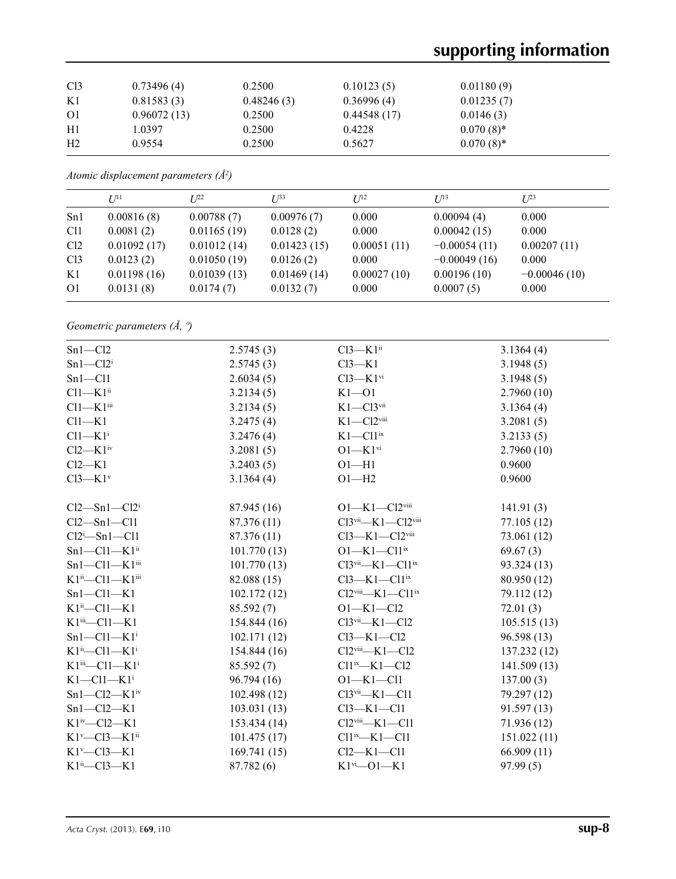| | | | | |
|---|---|---|---|---|
| Cl3 | 0.73496 (4) | 0.2500 | 0.10123 (5) | 0.01180 (9) |
| K1 | 0.81583 (3) | 0.48246 (3) | 0.36996 (4) | 0.01235 (7) |
| O1 | 0.96072 (13) | 0.2500 | 0.44548 (17) | 0.0146 (3) |
| H1 | 1.0397 | 0.2500 | 0.4228 | 0.070 (8)* |
| H2 | 0.9554 | 0.2500 | 0.5627 | 0.070 (8)* |

*Atomic displacement parameters (Å$^2$)*

| | $U^{11}$ | $U^{22}$ | $U^{33}$ | $U^{12}$ | $U^{13}$ | $U^{23}$ |
|---|---|---|---|---|---|---|
| Sn1 | 0.00816 (8) | 0.00788 (7) | 0.00976 (7) | 0.000 | 0.00094 (4) | 0.000 |
| Cl1 | 0.0081 (2) | 0.01165 (19) | 0.0128 (2) | 0.000 | 0.00042 (15) | 0.000 |
| Cl2 | 0.01092 (17) | 0.01012 (14) | 0.01423 (15) | 0.00051 (11) | −0.00054 (11) | 0.00207 (11) |
| Cl3 | 0.0123 (2) | 0.01050 (19) | 0.0126 (2) | 0.000 | −0.00049 (16) | 0.000 |
| K1 | 0.01198 (16) | 0.01039 (13) | 0.01469 (14) | 0.00027 (10) | 0.00196 (10) | −0.00046 (10) |
| O1 | 0.0131 (8) | 0.0174 (7) | 0.0132 (7) | 0.000 | 0.0007 (5) | 0.000 |

*Geometric parameters (Å, º)*

| | | | |
|---|---|---|---|
| Sn1—Cl2 | 2.5745 (3) | Cl3—K1$^{ii}$ | 3.1364 (4) |
| Sn1—Cl2$^{i}$ | 2.5745 (3) | Cl3—K1 | 3.1948 (5) |
| Sn1—Cl1 | 2.6034 (5) | Cl3—K1$^{vi}$ | 3.1948 (5) |
| Cl1—K1$^{ii}$ | 3.2134 (5) | K1—O1 | 2.7960 (10) |
| Cl1—K1$^{iii}$ | 3.2134 (5) | K1—Cl3$^{vii}$ | 3.1364 (4) |
| Cl1—K1 | 3.2475 (4) | K1—Cl2$^{viii}$ | 3.2081 (5) |
| Cl1—K1$^{i}$ | 3.2476 (4) | K1—Cl1$^{ix}$ | 3.2133 (5) |
| Cl2—K1$^{iv}$ | 3.2081 (5) | O1—K1$^{vi}$ | 2.7960 (10) |
| Cl2—K1 | 3.2403 (5) | O1—H1 | 0.9600 |
| Cl3—K1$^{v}$ | 3.1364 (4) | O1—H2 | 0.9600 |
| | | | |
| Cl2—Sn1—Cl2$^{i}$ | 87.945 (16) | O1—K1—Cl2$^{viii}$ | 141.91 (3) |
| Cl2—Sn1—Cl1 | 87.376 (11) | Cl3$^{vii}$—K1—Cl2$^{viii}$ | 77.105 (12) |
| Cl2$^{i}$—Sn1—Cl1 | 87.376 (11) | Cl3—K1—Cl2$^{viii}$ | 73.061 (12) |
| Sn1—Cl1—K1$^{ii}$ | 101.770 (13) | O1—K1—Cl1$^{ix}$ | 69.67 (3) |
| Sn1—Cl1—K1$^{iii}$ | 101.770 (13) | Cl3$^{vii}$—K1—Cl1$^{ix}$ | 93.324 (13) |
| K1$^{ii}$—Cl1—K1$^{iii}$ | 82.088 (15) | Cl3—K1—Cl1$^{ix}$ | 80.950 (12) |
| Sn1—Cl1—K1 | 102.172 (12) | Cl2$^{viii}$—K1—Cl1$^{ix}$ | 79.112 (12) |
| K1$^{ii}$—Cl1—K1 | 85.592 (7) | O1—K1—Cl2 | 72.01 (3) |
| K1$^{iii}$—Cl1—K1 | 154.844 (16) | Cl3$^{vii}$—K1—Cl2 | 105.515 (13) |
| Sn1—Cl1—K1$^{i}$ | 102.171 (12) | Cl3—K1—Cl2 | 96.598 (13) |
| K1$^{ii}$—Cl1—K1$^{i}$ | 154.844 (16) | Cl2$^{viii}$—K1—Cl2 | 137.232 (12) |
| K1$^{iii}$—Cl1—K1$^{i}$ | 85.592 (7) | Cl1$^{ix}$—K1—Cl2 | 141.509 (13) |
| K1—Cl1—K1$^{i}$ | 96.794 (16) | O1—K1—Cl1 | 137.00 (3) |
| Sn1—Cl2—K1$^{iv}$ | 102.498 (12) | Cl3$^{vii}$—K1—Cl1 | 79.297 (12) |
| Sn1—Cl2—K1 | 103.031 (13) | Cl3—K1—Cl1 | 91.597 (13) |
| K1$^{iv}$—Cl2—K1 | 153.434 (14) | Cl2$^{viii}$—K1—Cl1 | 71.936 (12) |
| K1$^{v}$—Cl3—K1$^{ii}$ | 101.475 (17) | Cl1$^{ix}$—K1—Cl1 | 151.022 (11) |
| K1$^{v}$—Cl3—K1 | 169.741 (15) | Cl2—K1—Cl1 | 66.909 (11) |
| K1$^{ii}$—Cl3—K1 | 87.782 (6) | K1$^{vi}$—O1—K1 | 97.99 (5) |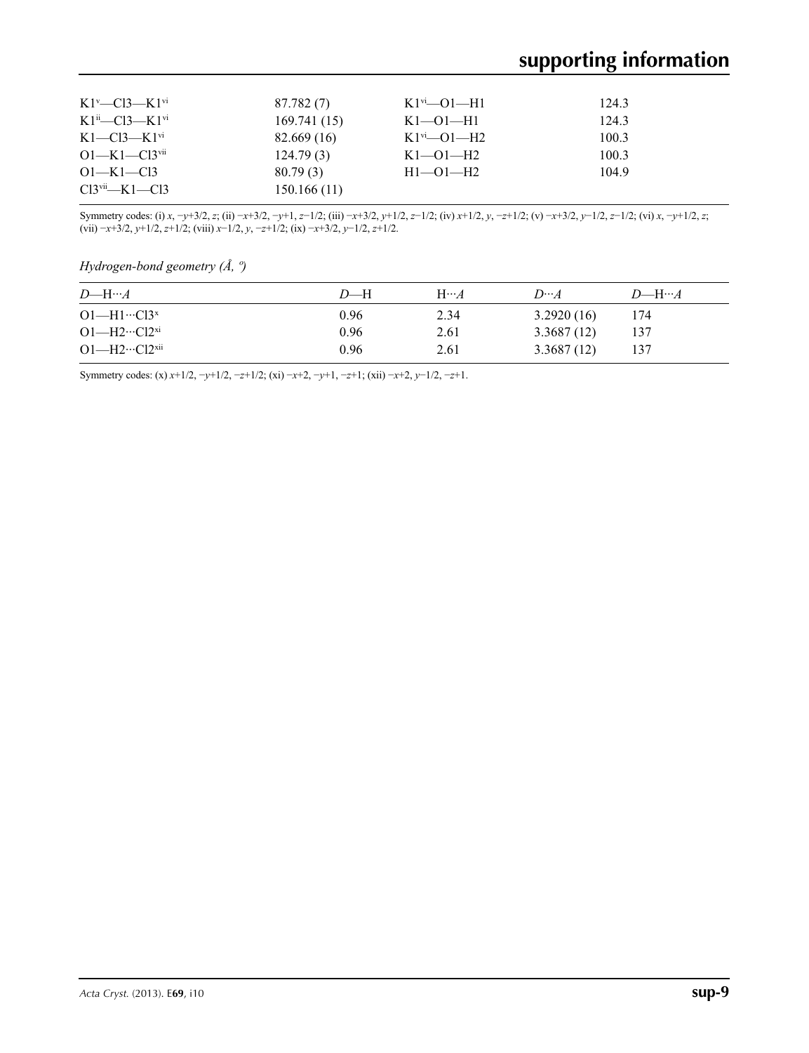| | | | |
|---|---|---|---|
| K1$^{v}$—Cl3—K1$^{vi}$ | 87.782 (7) | K1$^{vi}$—O1—H1 | 124.3 |
| K1$^{ii}$—Cl3—K1$^{vi}$ | 169.741 (15) | K1—O1—H1 | 124.3 |
| K1—Cl3—K1$^{vi}$ | 82.669 (16) | K1$^{vi}$—O1—H2 | 100.3 |
| O1—K1—Cl3$^{vii}$ | 124.79 (3) | K1—O1—H2 | 100.3 |
| O1—K1—Cl3 | 80.79 (3) | H1—O1—H2 | 104.9 |
| Cl3$^{vii}$—K1—Cl3 | 150.166 (11) | | |

Symmetry codes: (i) $x, -y+3/2, z$; (ii) $-x+3/2, -y+1, z-1/2$; (iii) $-x+3/2, y+1/2, z-1/2$; (iv) $x+1/2, y, -z+1/2$; (v) $-x+3/2, y-1/2, z-1/2$; (vi) $x, -y+1/2, z$; (vii) $-x+3/2, y+1/2, z+1/2$; (viii) $x-1/2, y, -z+1/2$; (ix) $-x+3/2, y-1/2, z+1/2$.

*Hydrogen-bond geometry (Å, º)*

| *D*—H···*A* | *D*—H | H···*A* | *D*···*A* | *D*—H···*A* |
|---|---|---|---|---|
| O1—H1···Cl3$^{x}$ | 0.96 | 2.34 | 3.2920 (16) | 174 |
| O1—H2···Cl2$^{xi}$ | 0.96 | 2.61 | 3.3687 (12) | 137 |
| O1—H2···Cl2$^{xii}$ | 0.96 | 2.61 | 3.3687 (12) | 137 |

Symmetry codes: (x) $x+1/2, -y+1/2, -z+1/2$; (xi) $-x+2, -y+1, -z+1$; (xii) $-x+2, y-1/2, -z+1$.